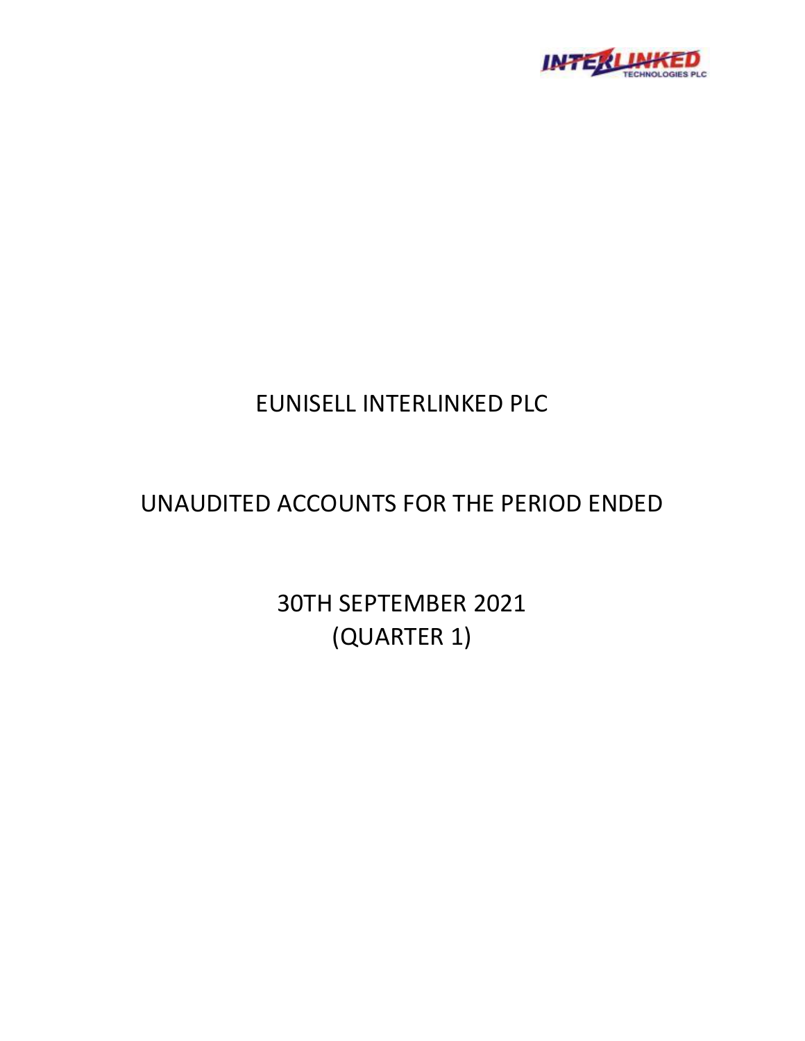# EUNISELL INTERLINKED PLC

## UNAUDITED ACCOUNTS FOR THE PERIOD ENDED

## 30TH SEPTEMBER 2021
## (QUARTER 1)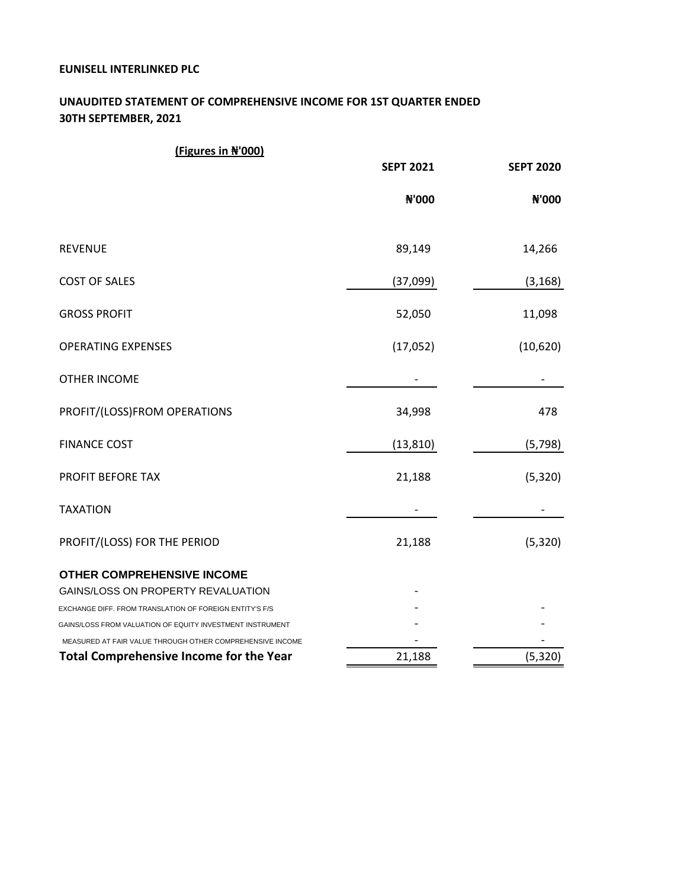**EUNISELL INTERLINKED PLC**

**UNAUDITED STATEMENT OF COMPREHENSIVE INCOME FOR 1ST QUARTER ENDED 30TH SEPTEMBER, 2021**

**(Figures in ₦'000)**

| | SEPT 2021 | SEPT 2020 |
|---|---|---|
| | ₦'000 | ₦'000 |
| REVENUE | 89,149 | 14,266 |
| COST OF SALES | (37,099) | (3,168) |
| GROSS PROFIT | 52,050 | 11,098 |
| OPERATING EXPENSES | (17,052) | (10,620) |
| OTHER INCOME | - | - |
| PROFIT/(LOSS)FROM OPERATIONS | 34,998 | 478 |
| FINANCE COST | (13,810) | (5,798) |
| PROFIT BEFORE TAX | 21,188 | (5,320) |
| TAXATION | - | - |
| PROFIT/(LOSS) FOR THE PERIOD | 21,188 | (5,320) |
| **OTHER COMPREHENSIVE INCOME** | | |
| GAINS/LOSS ON PROPERTY REVALUATION | - | |
| EXCHANGE DIFF. FROM TRANSLATION OF FOREIGN ENTITY'S F/S | - | - |
| GAINS/LOSS FROM VALUATION OF EQUITY INVESTMENT INSTRUMENT | - | - |
| MEASURED AT FAIR VALUE THROUGH OTHER COMPREHENSIVE INCOME | - | - |
| **Total Comprehensive Income for the Year** | 21,188 | (5,320) |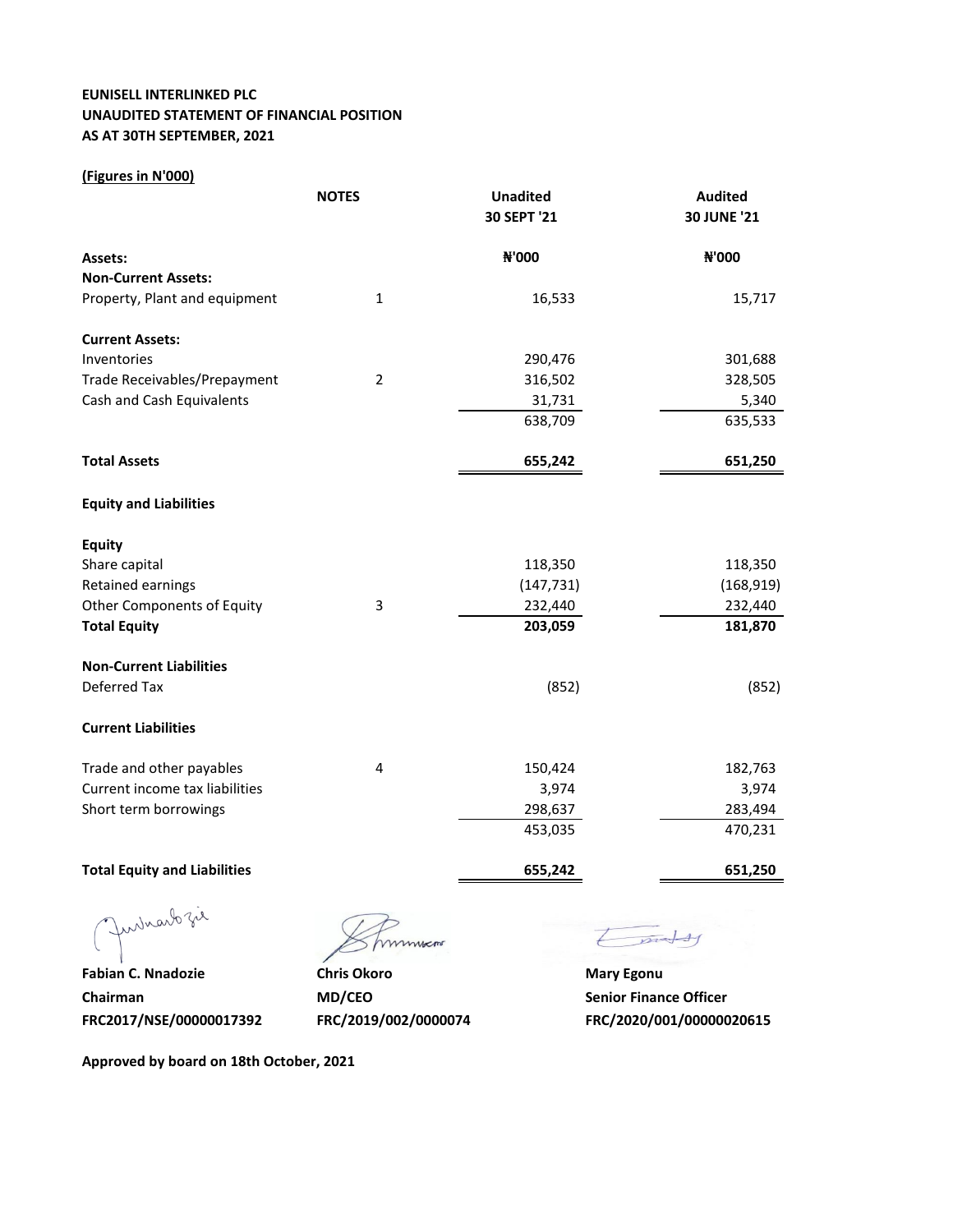**EUNISELL INTERLINKED PLC**
**UNAUDITED STATEMENT OF FINANCIAL POSITION**
**AS AT 30TH SEPTEMBER, 2021**

**(Figures in N'000)**

| | NOTES | Unadited 30 SEPT '21 | Audited 30 JUNE '21 |
|---|---|---|---|
| **Assets:** | | **₦'000** | **₦'000** |
| **Non-Current Assets:** | | | |
| Property, Plant and equipment | 1 | 16,533 | 15,717 |
| **Current Assets:** | | | |
| Inventories | | 290,476 | 301,688 |
| Trade Receivables/Prepayment | 2 | 316,502 | 328,505 |
| Cash and Cash Equivalents | | 31,731 | 5,340 |
| | | 638,709 | 635,533 |
| **Total Assets** | | **655,242** | **651,250** |
| **Equity and Liabilities** | | | |
| **Equity** | | | |
| Share capital | | 118,350 | 118,350 |
| Retained earnings | | (147,731) | (168,919) |
| Other Components of Equity | 3 | 232,440 | 232,440 |
| **Total Equity** | | **203,059** | **181,870** |
| **Non-Current Liabilities** | | | |
| Deferred Tax | | (852) | (852) |
| **Current Liabilities** | | | |
| Trade and other payables | 4 | 150,424 | 182,763 |
| Current income tax liabilities | | 3,974 | 3,974 |
| Short term borrowings | | 298,637 | 283,494 |
| | | 453,035 | 470,231 |
| **Total Equity and Liabilities** | | **655,242** | **651,250** |

| | | |
|---|---|---|
| **Fabian C. Nnadozie** | **Chris Okoro** | **Mary Egonu** |
| **Chairman** | **MD/CEO** | **Senior Finance Officer** |
| **FRC2017/NSE/00000017392** | **FRC/2019/002/0000074** | **FRC/2020/001/00000020615** |

**Approved by board on 18th October, 2021**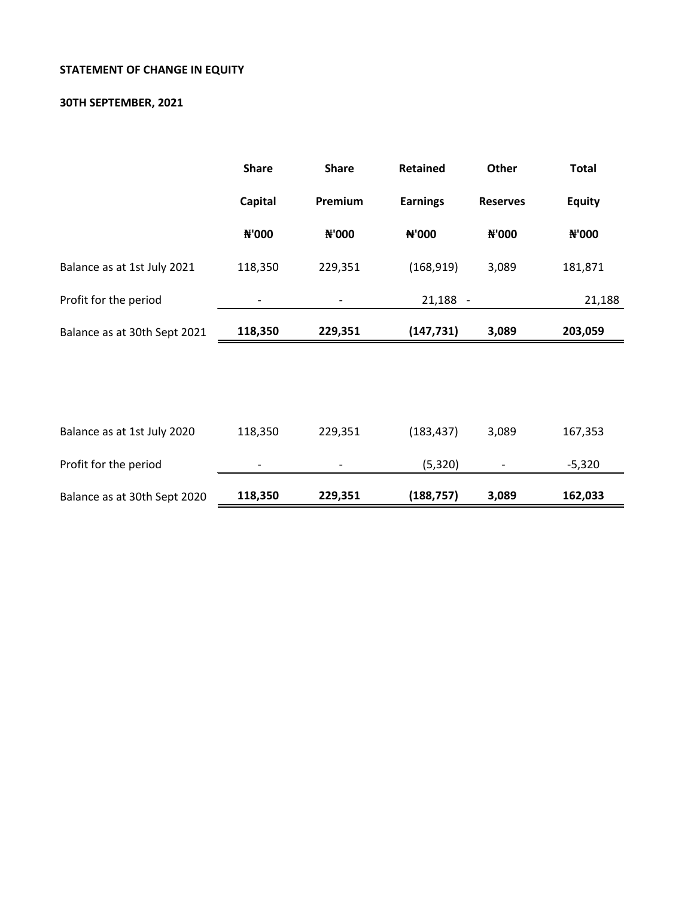**STATEMENT OF CHANGE IN EQUITY**

**30TH SEPTEMBER, 2021**

| | Share Capital | Share Premium | Retained Earnings | Other Reserves | Total Equity |
|---|---|---|---|---|---|
| | ₦'000 | ₦'000 | ₦'000 | ₦'000 | ₦'000 |
| Balance as at 1st July 2021 | 118,350 | 229,351 | (168,919) | 3,089 | 181,871 |
| Profit for the period | - | - | 21,188 | - | 21,188 |
| Balance as at 30th Sept 2021 | **118,350** | **229,351** | **(147,731)** | **3,089** | **203,059** |
| | | | | | |
| Balance as at 1st July 2020 | 118,350 | 229,351 | (183,437) | 3,089 | 167,353 |
| Profit for the period | - | - | (5,320) | - | -5,320 |
| Balance as at 30th Sept 2020 | **118,350** | **229,351** | **(188,757)** | **3,089** | **162,033** |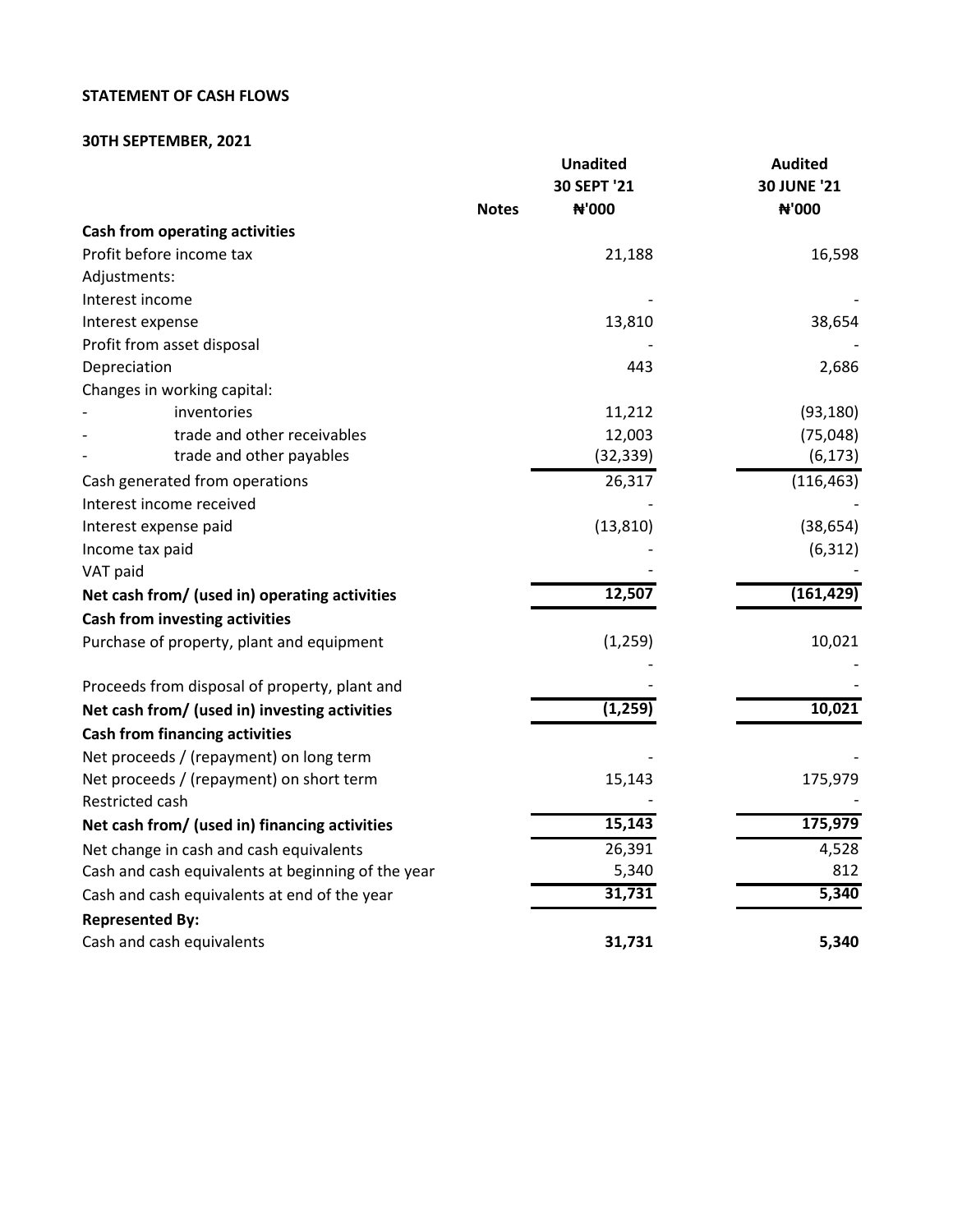**STATEMENT OF CASH FLOWS**

**30TH SEPTEMBER, 2021**

| | Notes | Unadited 30 SEPT '21 ₦'000 | Audited 30 JUNE '21 ₦'000 |
|---|---|---|---|
| **Cash from operating activities** | | | |
| Profit before income tax | | 21,188 | 16,598 |
| Adjustments: | | | |
| Interest income | | - | - |
| Interest expense | | 13,810 | 38,654 |
| Profit from asset disposal | | - | - |
| Depreciation | | 443 | 2,686 |
| Changes in working capital: | | | |
| - inventories | | 11,212 | (93,180) |
| - trade and other receivables | | 12,003 | (75,048) |
| - trade and other payables | | (32,339) | (6,173) |
| Cash generated from operations | | 26,317 | (116,463) |
| Interest income received | | - | - |
| Interest expense paid | | (13,810) | (38,654) |
| Income tax paid | | - | (6,312) |
| VAT paid | | - | - |
| **Net cash from/ (used in) operating activities** | | **12,507** | **(161,429)** |
| **Cash from investing activities** | | | |
| Purchase of property, plant and equipment | | (1,259) | 10,021 |
| | | - | - |
| Proceeds from disposal of property, plant and | | - | - |
| **Net cash from/ (used in) investing activities** | | **(1,259)** | **10,021** |
| **Cash from financing activities** | | | |
| Net proceeds / (repayment) on long term | | - | - |
| Net proceeds / (repayment) on short term | | 15,143 | 175,979 |
| Restricted cash | | - | - |
| **Net cash from/ (used in) financing activities** | | **15,143** | **175,979** |
| Net change in cash and cash equivalents | | 26,391 | 4,528 |
| Cash and cash equivalents at beginning of the year | | 5,340 | 812 |
| Cash and cash equivalents at end of the year | | **31,731** | **5,340** |
| **Represented By:** | | | |
| Cash and cash equivalents | | **31,731** | **5,340** |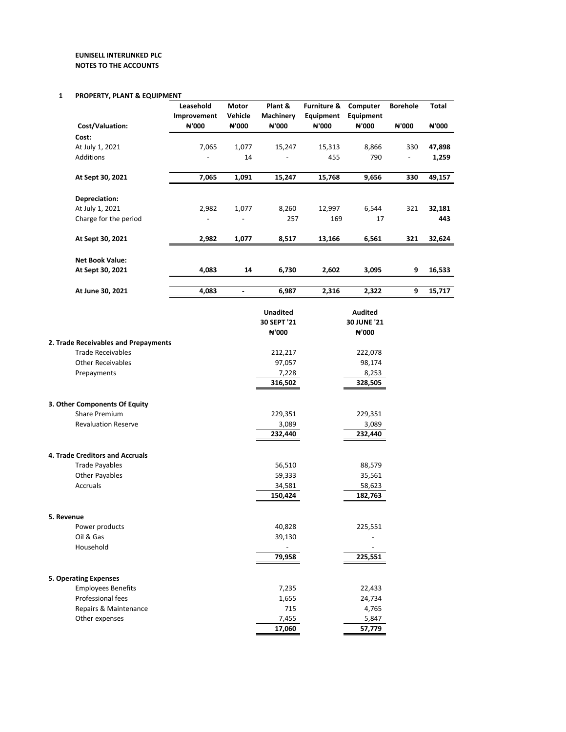**EUNISELL INTERLINKED PLC**
**NOTES TO THE ACCOUNTS**

## 1 PROPERTY, PLANT & EQUIPMENT

| Cost/Valuation: | Leasehold Improvement ₦'000 | Motor Vehicle ₦'000 | Plant & Machinery ₦'000 | Furniture & Equipment ₦'000 | Computer Equipment ₦'000 | Borehole ₦'000 | Total ₦'000 |
|---|---|---|---|---|---|---|---|
| **Cost:** | | | | | | | |
| At July 1, 2021 | 7,065 | 1,077 | 15,247 | 15,313 | 8,866 | 330 | **47,898** |
| Additions | - | 14 | - | 455 | 790 | - | **1,259** |
| **At Sept 30, 2021** | **7,065** | **1,091** | **15,247** | **15,768** | **9,656** | **330** | **49,157** |
| **Depreciation:** | | | | | | | |
| At July 1, 2021 | 2,982 | 1,077 | 8,260 | 12,997 | 6,544 | 321 | **32,181** |
| Charge for the period | - | - | 257 | 169 | 17 | | **443** |
| **At Sept 30, 2021** | **2,982** | **1,077** | **8,517** | **13,166** | **6,561** | **321** | **32,624** |
| **Net Book Value:** | | | | | | | |
| **At Sept 30, 2021** | **4,083** | **14** | **6,730** | **2,602** | **3,095** | **9** | **16,533** |
| **At June 30, 2021** | **4,083** | **-** | **6,987** | **2,316** | **2,322** | **9** | **15,717** |

| | Unadited 30 SEPT '21 ₦'000 | Audited 30 JUNE '21 ₦'000 |
|---|---|---|
| **2. Trade Receivables and Prepayments** | | |
| Trade Receivables | 212,217 | 222,078 |
| Other Receivables | 97,057 | 98,174 |
| Prepayments | 7,228 | 8,253 |
| | **316,502** | **328,505** |
| **3. Other Components Of Equity** | | |
| Share Premium | 229,351 | 229,351 |
| Revaluation Reserve | 3,089 | 3,089 |
| | **232,440** | **232,440** |
| **4. Trade Creditors and Accruals** | | |
| Trade Payables | 56,510 | 88,579 |
| Other Payables | 59,333 | 35,561 |
| Accruals | 34,581 | 58,623 |
| | **150,424** | **182,763** |
| **5. Revenue** | | |
| Power products | 40,828 | 225,551 |
| Oil & Gas | 39,130 | - |
| Household | - | - |
| | **79,958** | **225,551** |
| **5. Operating Expenses** | | |
| Employees Benefits | 7,235 | 22,433 |
| Professional fees | 1,655 | 24,734 |
| Repairs & Maintenance | 715 | 4,765 |
| Other expenses | 7,455 | 5,847 |
| | **17,060** | **57,779** |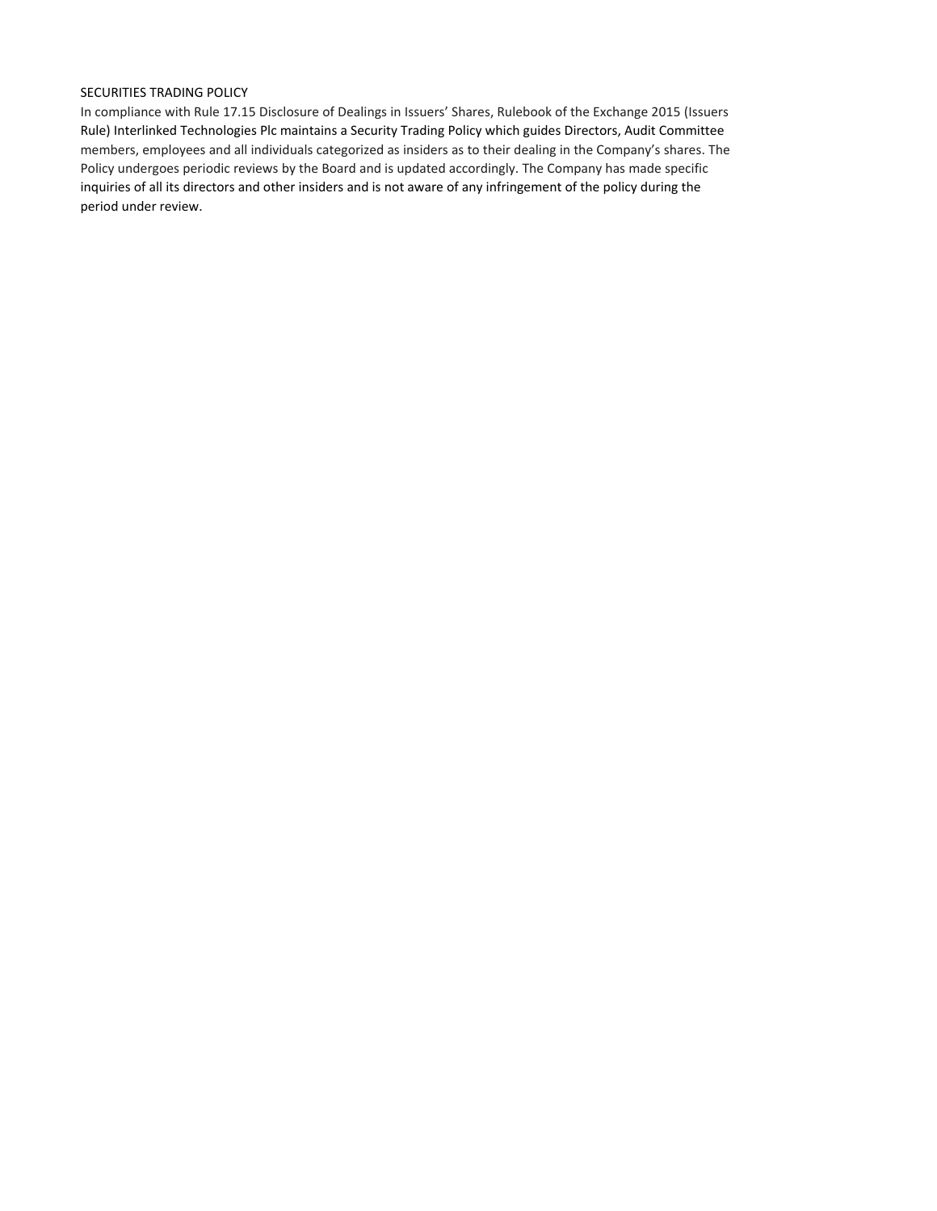## SECURITIES TRADING POLICY

In compliance with Rule 17.15 Disclosure of Dealings in Issuers' Shares, Rulebook of the Exchange 2015 (Issuers Rule) Interlinked Technologies Plc maintains a Security Trading Policy which guides Directors, Audit Committee members, employees and all individuals categorized as insiders as to their dealing in the Company's shares. The Policy undergoes periodic reviews by the Board and is updated accordingly. The Company has made specific inquiries of all its directors and other insiders and is not aware of any infringement of the policy during the period under review.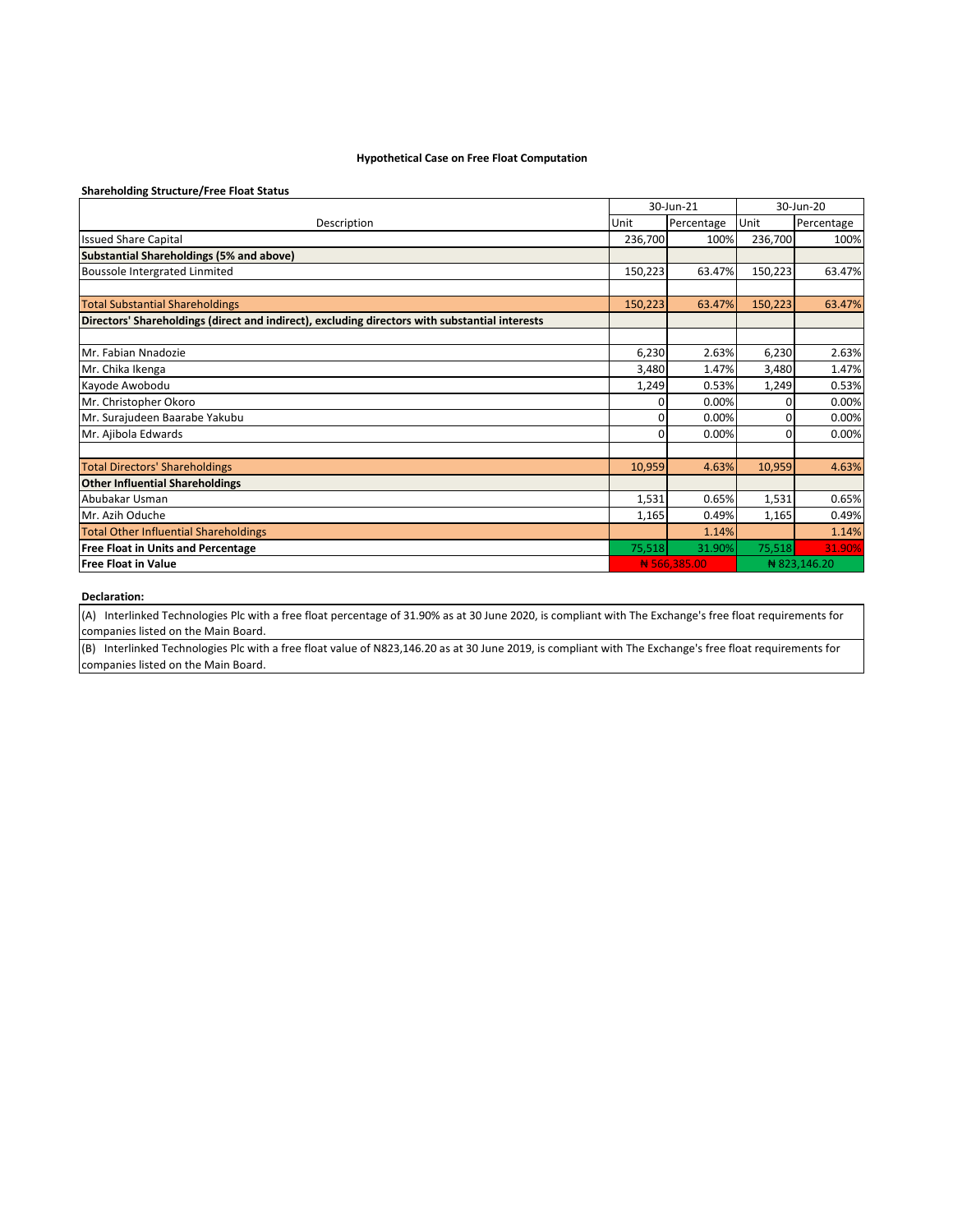**Hypothetical Case on Free Float Computation**

**Shareholding Structure/Free Float Status**

| Description | 30-Jun-21 | | 30-Jun-20 | |
|---|---|---|---|---|
| | Unit | Percentage | Unit | Percentage |
| Issued Share Capital | 236,700 | 100% | 236,700 | 100% |
| **Substantial Shareholdings (5% and above)** | | | | |
| Boussole Intergrated Linmited | 150,223 | 63.47% | 150,223 | 63.47% |
| | | | | |
| Total Substantial Shareholdings | 150,223 | 63.47% | 150,223 | 63.47% |
| **Directors' Shareholdings (direct and indirect), excluding directors with substantial interests** | | | | |
| | | | | |
| Mr. Fabian Nnadozie | 6,230 | 2.63% | 6,230 | 2.63% |
| Mr. Chika Ikenga | 3,480 | 1.47% | 3,480 | 1.47% |
| Kayode Awobodu | 1,249 | 0.53% | 1,249 | 0.53% |
| Mr. Christopher Okoro | 0 | 0.00% | 0 | 0.00% |
| Mr. Surajudeen Baarabe Yakubu | 0 | 0.00% | 0 | 0.00% |
| Mr. Ajibola Edwards | 0 | 0.00% | 0 | 0.00% |
| | | | | |
| Total Directors' Shareholdings | 10,959 | 4.63% | 10,959 | 4.63% |
| **Other Influential Shareholdings** | | | | |
| Abubakar Usman | 1,531 | 0.65% | 1,531 | 0.65% |
| Mr. Azih Oduche | 1,165 | 0.49% | 1,165 | 0.49% |
| Total Other Influential Shareholdings | | 1.14% | | 1.14% |
| **Free Float in Units and Percentage** | 75,518 | 31.90% | 75,518 | 31.90% |
| **Free Float in Value** | ₦ 566,385.00 | | ₦ 823,146.20 | |

**Declaration:**

(A) Interlinked Technologies Plc with a free float percentage of 31.90% as at 30 June 2020, is compliant with The Exchange's free float requirements for companies listed on the Main Board.

(B) Interlinked Technologies Plc with a free float value of N823,146.20 as at 30 June 2019, is compliant with The Exchange's free float requirements for companies listed on the Main Board.